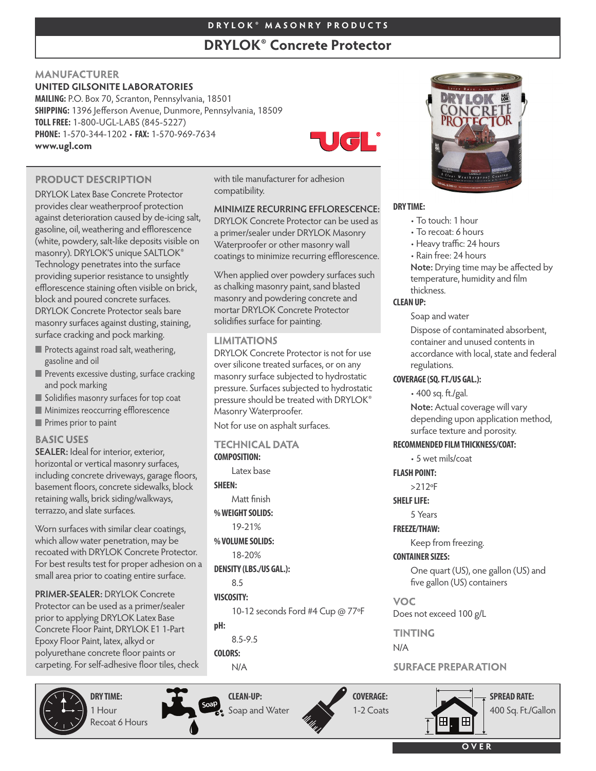DRYLOK® MASONRY PRODUCTS

# DRYLOK® Concrete Protector

## MANUFACTURER

**UNITED GILSONITE LABORATORIES**
**MAILING:** P.O. Box 70, Scranton, Pennsylvania, 18501
**SHIPPING:** 1396 Jefferson Avenue, Dunmore, Pennsylvania, 18509
**TOLL FREE:** 1-800-UGL-LABS (845-5227)
**PHONE:** 1-570-344-1202 • **FAX:** 1-570-969-7634
**www.ugl.com**

## PRODUCT DESCRIPTION

DRYLOK Latex Base Concrete Protector provides clear weatherproof protection against deterioration caused by de-icing salt, gasoline, oil, weathering and efflorescence (white, powdery, salt-like deposits visible on masonry). DRYLOK'S unique SALTLOK® Technology penetrates into the surface providing superior resistance to unsightly efflorescence staining often visible on brick, block and poured concrete surfaces. DRYLOK Concrete Protector seals bare masonry surfaces against dusting, staining, surface cracking and pock marking.

- Protects against road salt, weathering, gasoline and oil
- Prevents excessive dusting, surface cracking and pock marking
- Solidifies masonry surfaces for top coat
- Minimizes reoccurring efflorescence
- Primes prior to paint

## BASIC USES

**SEALER:** Ideal for interior, exterior, horizontal or vertical masonry surfaces, including concrete driveways, garage floors, basement floors, concrete sidewalks, block retaining walls, brick siding/walkways, terrazzo, and slate surfaces.

Worn surfaces with similar clear coatings, which allow water penetration, may be recoated with DRYLOK Concrete Protector. For best results test for proper adhesion on a small area prior to coating entire surface.

**PRIMER-SEALER:** DRYLOK Concrete Protector can be used as a primer/sealer prior to applying DRYLOK Latex Base Concrete Floor Paint, DRYLOK E1 1-Part Epoxy Floor Paint, latex, alkyd or polyurethane concrete floor paints or carpeting. For self-adhesive floor tiles, check with tile manufacturer for adhesion compatibility.

**MINIMIZE RECURRING EFFLORESCENCE:** DRYLOK Concrete Protector can be used as a primer/sealer under DRYLOK Masonry Waterproofer or other masonry wall coatings to minimize recurring efflorescence.

When applied over powdery surfaces such as chalking masonry paint, sand blasted masonry and powdering concrete and mortar DRYLOK Concrete Protector solidifies surface for painting.

## LIMITATIONS

DRYLOK Concrete Protector is not for use over silicone treated surfaces, or on any masonry surface subjected to hydrostatic pressure. Surfaces subjected to hydrostatic pressure should be treated with DRYLOK® Masonry Waterproofer.

Not for use on asphalt surfaces.

## TECHNICAL DATA

**COMPOSITION:**
Latex base

**SHEEN:**
Matt finish

**% WEIGHT SOLIDS:**
19-21%

**% VOLUME SOLIDS:**
18-20%

**DENSITY (LBS./US GAL.):**
8.5

**VISCOSITY:**
10-12 seconds Ford #4 Cup @ 77ºF

**pH:**
8.5-9.5

**COLORS:**
N/A

**DRY TIME:**
- To touch: 1 hour
- To recoat: 6 hours
- Heavy traffic: 24 hours
- Rain free: 24 hours

**Note:** Drying time may be affected by temperature, humidity and film thickness.

**CLEAN UP:**
Soap and water

Dispose of contaminated absorbent, container and unused contents in accordance with local, state and federal regulations.

**COVERAGE (SQ. FT./US GAL.):**
- 400 sq. ft./gal.

**Note:** Actual coverage will vary depending upon application method, surface texture and porosity.

**RECOMMENDED FILM THICKNESS/COAT:**
- 5 wet mils/coat

**FLASH POINT:**
>212ºF

**SHELF LIFE:**
5 Years

**FREEZE/THAW:**
Keep from freezing.

**CONTAINER SIZES:**
One quart (US), one gallon (US) and five gallon (US) containers

## VOC

Does not exceed 100 g/L

## TINTING

N/A

## SURFACE PREPARATION

**DRY TIME:** 1 Hour, Recoat 6 Hours

**CLEAN-UP:** Soap and Water

**COVERAGE:** 1-2 Coats

**SPREAD RATE:** 400 Sq. Ft./Gallon

OVER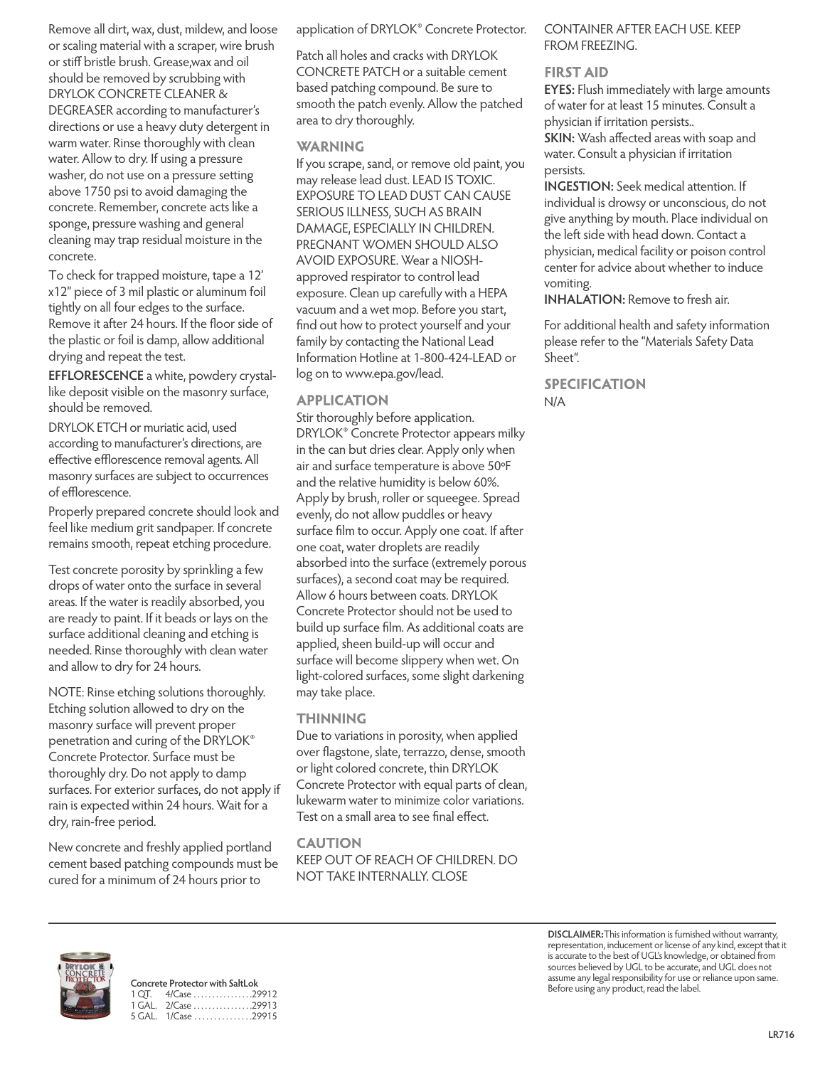Remove all dirt, wax, dust, mildew, and loose or scaling material with a scraper, wire brush or stiff bristle brush. Grease,wax and oil should be removed by scrubbing with DRYLOK CONCRETE CLEANER & DEGREASER according to manufacturer's directions or use a heavy duty detergent in warm water. Rinse thoroughly with clean water. Allow to dry. If using a pressure washer, do not use on a pressure setting above 1750 psi to avoid damaging the concrete. Remember, concrete acts like a sponge, pressure washing and general cleaning may trap residual moisture in the concrete.

To check for trapped moisture, tape a 12' x12" piece of 3 mil plastic or aluminum foil tightly on all four edges to the surface. Remove it after 24 hours. If the floor side of the plastic or foil is damp, allow additional drying and repeat the test.

**EFFLORESCENCE** a white, powdery crystal-like deposit visible on the masonry surface, should be removed.

DRYLOK ETCH or muriatic acid, used according to manufacturer's directions, are effective efflorescence removal agents. All masonry surfaces are subject to occurrences of efflorescence.

Properly prepared concrete should look and feel like medium grit sandpaper. If concrete remains smooth, repeat etching procedure.

Test concrete porosity by sprinkling a few drops of water onto the surface in several areas. If the water is readily absorbed, you are ready to paint. If it beads or lays on the surface additional cleaning and etching is needed. Rinse thoroughly with clean water and allow to dry for 24 hours.

NOTE: Rinse etching solutions thoroughly. Etching solution allowed to dry on the masonry surface will prevent proper penetration and curing of the DRYLOK® Concrete Protector. Surface must be thoroughly dry. Do not apply to damp surfaces. For exterior surfaces, do not apply if rain is expected within 24 hours. Wait for a dry, rain-free period.

New concrete and freshly applied portland cement based patching compounds must be cured for a minimum of 24 hours prior to application of DRYLOK® Concrete Protector.

Patch all holes and cracks with DRYLOK CONCRETE PATCH or a suitable cement based patching compound. Be sure to smooth the patch evenly. Allow the patched area to dry thoroughly.

## WARNING

If you scrape, sand, or remove old paint, you may release lead dust. LEAD IS TOXIC. EXPOSURE TO LEAD DUST CAN CAUSE SERIOUS ILLNESS, SUCH AS BRAIN DAMAGE, ESPECIALLY IN CHILDREN. PREGNANT WOMEN SHOULD ALSO AVOID EXPOSURE. Wear a NIOSH-approved respirator to control lead exposure. Clean up carefully with a HEPA vacuum and a wet mop. Before you start, find out how to protect yourself and your family by contacting the National Lead Information Hotline at 1-800-424-LEAD or log on to www.epa.gov/lead.

## APPLICATION

Stir thoroughly before application. DRYLOK® Concrete Protector appears milky in the can but dries clear. Apply only when air and surface temperature is above 50ºF and the relative humidity is below 60%. Apply by brush, roller or squeegee. Spread evenly, do not allow puddles or heavy surface film to occur. Apply one coat. If after one coat, water droplets are readily absorbed into the surface (extremely porous surfaces), a second coat may be required. Allow 6 hours between coats. DRYLOK Concrete Protector should not be used to build up surface film. As additional coats are applied, sheen build-up will occur and surface will become slippery when wet. On light-colored surfaces, some slight darkening may take place.

## THINNING

Due to variations in porosity, when applied over flagstone, slate, terrazzo, dense, smooth or light colored concrete, thin DRYLOK Concrete Protector with equal parts of clean, lukewarm water to minimize color variations. Test on a small area to see final effect.

## CAUTION

KEEP OUT OF REACH OF CHILDREN. DO NOT TAKE INTERNALLY. CLOSE CONTAINER AFTER EACH USE. KEEP FROM FREEZING.

## FIRST AID

**EYES:** Flush immediately with large amounts of water for at least 15 minutes. Consult a physician if irritation persists..

**SKIN:** Wash affected areas with soap and water. Consult a physician if irritation persists.

**INGESTION:** Seek medical attention. If individual is drowsy or unconscious, do not give anything by mouth. Place individual on the left side with head down. Contact a physician, medical facility or poison control center for advice about whether to induce vomiting.

**INHALATION:** Remove to fresh air.

For additional health and safety information please refer to the "Materials Safety Data Sheet".

## SPECIFICATION

N/A

**Concrete Protector with SaltLok**

| | | |
|---|---|---|
| 1 QT. | 4/Case | 29912 |
| 1 GAL. | 2/Case | 29913 |
| 5 GAL. | 1/Case | 29915 |

**DISCLAIMER:** This information is furnished without warranty, representation, inducement or license of any kind, except that it is accurate to the best of UGL's knowledge, or obtained from sources believed by UGL to be accurate, and UGL does not assume any legal responsibility for use or reliance upon same. Before using any product, read the label.

LR716